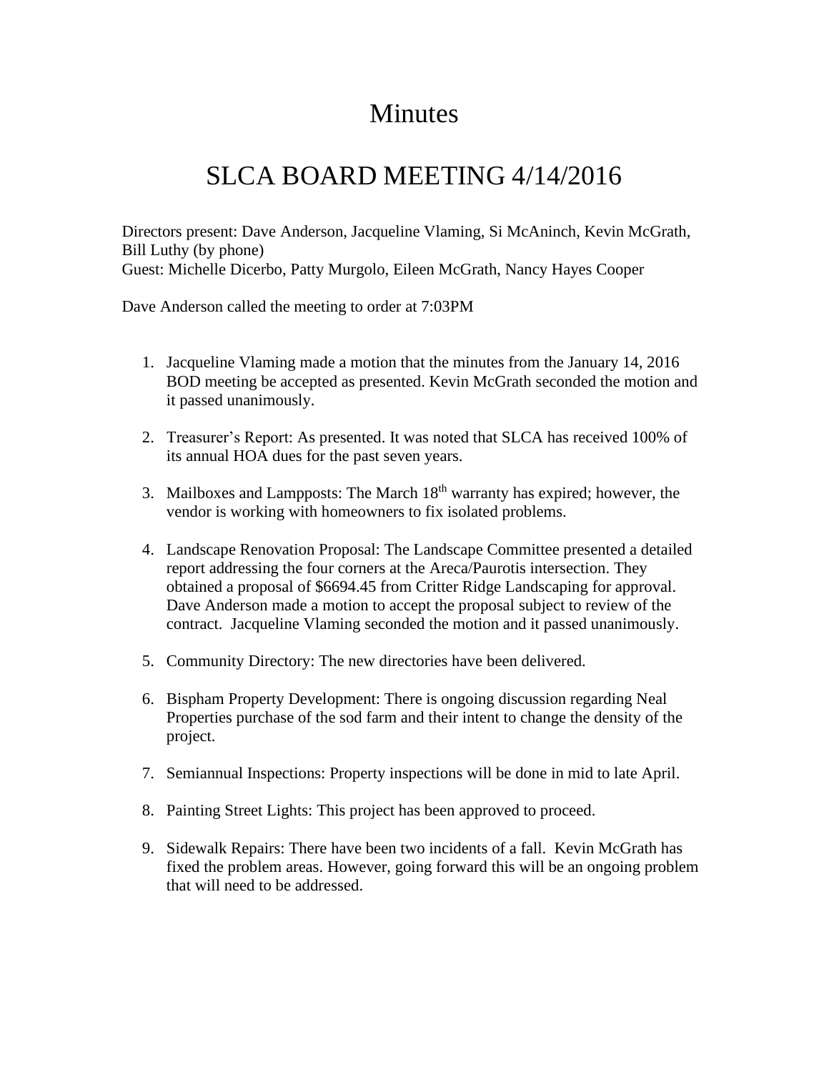# Minutes

# SLCA BOARD MEETING 4/14/2016

Directors present: Dave Anderson, Jacqueline Vlaming, Si McAninch, Kevin McGrath, Bill Luthy (by phone)
Guest: Michelle Dicerbo, Patty Murgolo, Eileen McGrath, Nancy Hayes Cooper

Dave Anderson called the meeting to order at 7:03PM

1. Jacqueline Vlaming made a motion that the minutes from the January 14, 2016 BOD meeting be accepted as presented. Kevin McGrath seconded the motion and it passed unanimously.

2. Treasurer's Report: As presented. It was noted that SLCA has received 100% of its annual HOA dues for the past seven years.

3. Mailboxes and Lampposts: The March 18th warranty has expired; however, the vendor is working with homeowners to fix isolated problems.

4. Landscape Renovation Proposal: The Landscape Committee presented a detailed report addressing the four corners at the Areca/Paurotis intersection. They obtained a proposal of $6694.45 from Critter Ridge Landscaping for approval. Dave Anderson made a motion to accept the proposal subject to review of the contract. Jacqueline Vlaming seconded the motion and it passed unanimously.

5. Community Directory: The new directories have been delivered.

6. Bispham Property Development: There is ongoing discussion regarding Neal Properties purchase of the sod farm and their intent to change the density of the project.

7. Semiannual Inspections: Property inspections will be done in mid to late April.

8. Painting Street Lights: This project has been approved to proceed.

9. Sidewalk Repairs: There have been two incidents of a fall. Kevin McGrath has fixed the problem areas. However, going forward this will be an ongoing problem that will need to be addressed.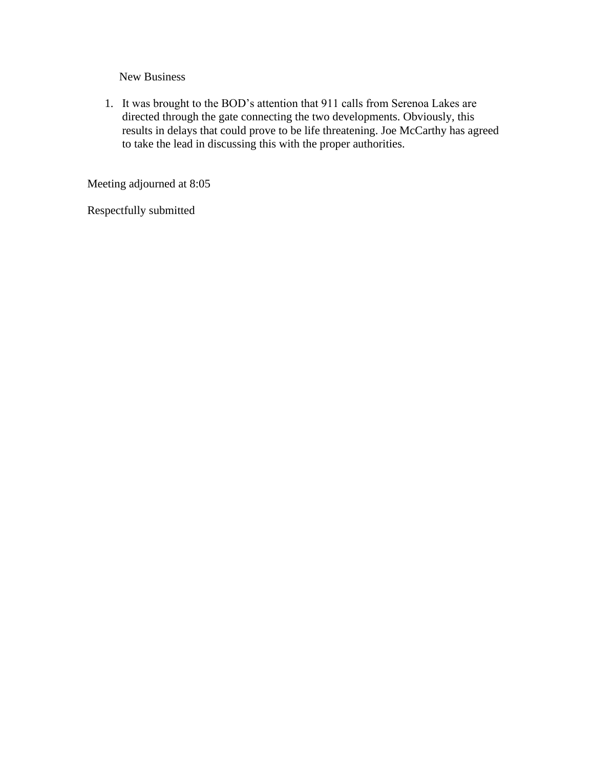New Business

1. It was brought to the BOD's attention that 911 calls from Serenoa Lakes are directed through the gate connecting the two developments. Obviously, this results in delays that could prove to be life threatening. Joe McCarthy has agreed to take the lead in discussing this with the proper authorities.

Meeting adjourned at 8:05

Respectfully submitted